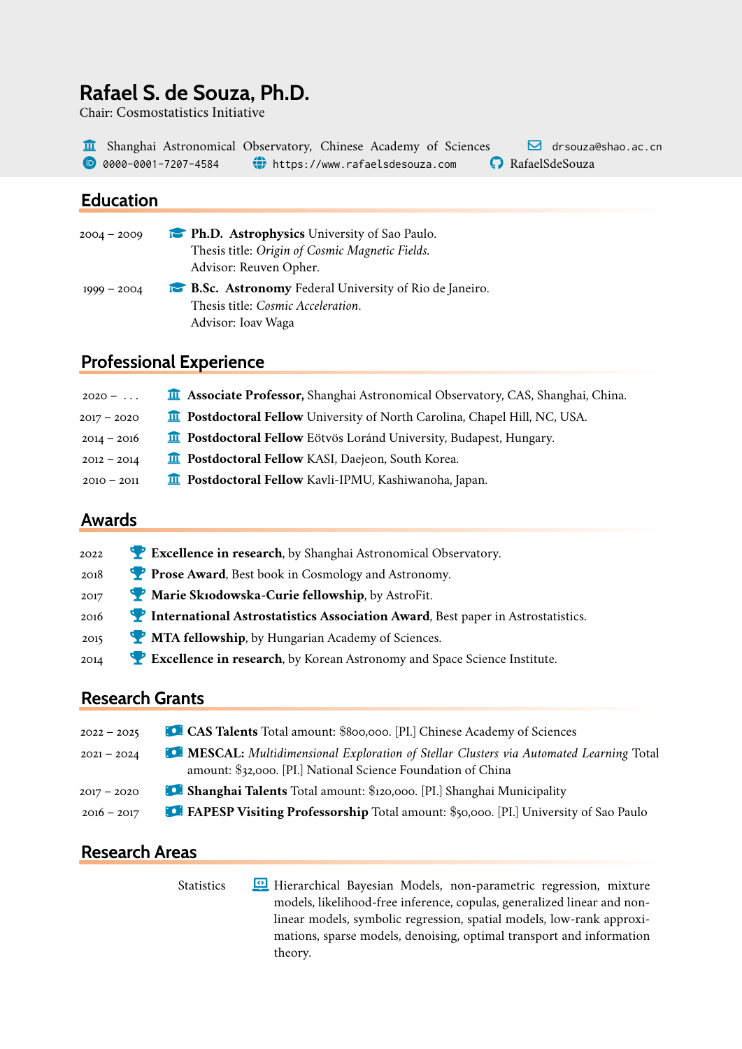# Rafael S. de Souza, Ph.D.

Chair: Cosmostatistics Initiative

Shanghai Astronomical Observatory, Chinese Academy of Sciences
drsouza@shao.ac.cn
0000-0001-7207-4584
https://www.rafaelsdesouza.com
RafaelSdeSouza

## Education

2004 – 2009 **Ph.D. Astrophysics** University of Sao Paulo.
Thesis title: *Origin of Cosmic Magnetic Fields.*
Advisor: Reuven Opher.

1999 – 2004 **B.Sc. Astronomy** Federal University of Rio de Janeiro.
Thesis title: *Cosmic Acceleration*.
Advisor: Ioav Waga

## Professional Experience

2020 – ... **Associate Professor,** Shanghai Astronomical Observatory, CAS, Shanghai, China.

2017 – 2020 **Postdoctoral Fellow** University of North Carolina, Chapel Hill, NC, USA.

2014 – 2016 **Postdoctoral Fellow** Eötvös Loránd University, Budapest, Hungary.

2012 – 2014 **Postdoctoral Fellow** KASI, Daejeon, South Korea.

2010 – 2011 **Postdoctoral Fellow** Kavli-IPMU, Kashiwanoha, Japan.

## Awards

2022 **Excellence in research**, by Shanghai Astronomical Observatory.

2018 **Prose Award**, Best book in Cosmology and Astronomy.

2017 **Marie Skłodowska-Curie fellowship**, by AstroFit.

2016 **International Astrostatistics Association Award**, Best paper in Astrostatistics.

2015 **MTA fellowship**, by Hungarian Academy of Sciences.

2014 **Excellence in research**, by Korean Astronomy and Space Science Institute.

## Research Grants

2022 – 2025 **CAS Talents** Total amount: $800,000. [PI.] Chinese Academy of Sciences

2021 – 2024 **MESCAL:** *Multidimensional Exploration of Stellar Clusters via Automated Learning* Total amount: $32,000. [PI.] National Science Foundation of China

2017 – 2020 **Shanghai Talents** Total amount: $120,000. [PI.] Shanghai Municipality

2016 – 2017 **FAPESP Visiting Professorship** Total amount: $50,000. [PI.] University of Sao Paulo

## Research Areas

Statistics — Hierarchical Bayesian Models, non-parametric regression, mixture models, likelihood-free inference, copulas, generalized linear and non-linear models, symbolic regression, spatial models, low-rank approximations, sparse models, denoising, optimal transport and information theory.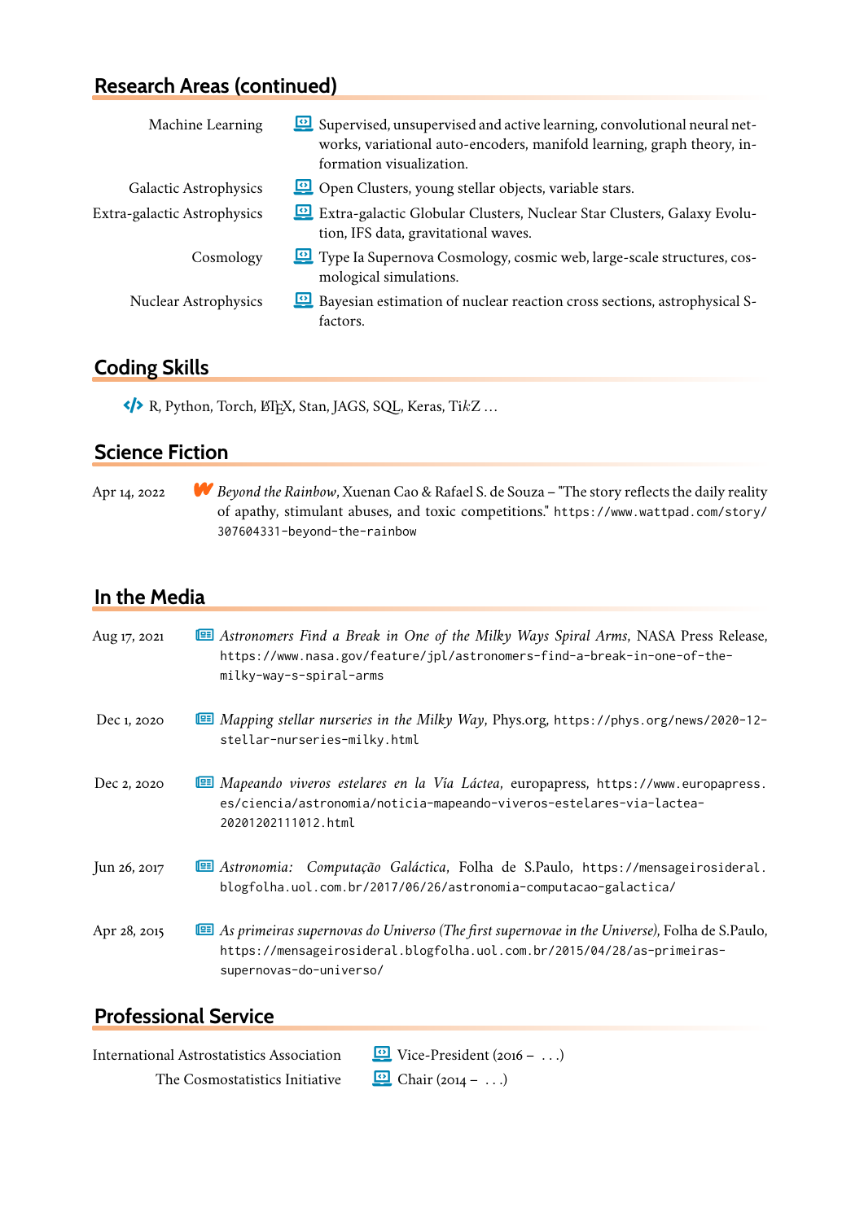## Research Areas (continued)

- **Machine Learning**: Supervised, unsupervised and active learning, convolutional neural networks, variational auto-encoders, manifold learning, graph theory, information visualization.
- **Galactic Astrophysics**: Open Clusters, young stellar objects, variable stars.
- **Extra-galactic Astrophysics**: Extra-galactic Globular Clusters, Nuclear Star Clusters, Galaxy Evolution, IFS data, gravitational waves.
- **Cosmology**: Type Ia Supernova Cosmology, cosmic web, large-scale structures, cosmological simulations.
- **Nuclear Astrophysics**: Bayesian estimation of nuclear reaction cross sections, astrophysical S-factors.

## Coding Skills

R, Python, Torch, LaTeX, Stan, JAGS, SQL, Keras, TikZ …

## Science Fiction

**Apr 14, 2022** — *Beyond the Rainbow*, Xuenan Cao & Rafael S. de Souza – "The story reflects the daily reality of apathy, stimulant abuses, and toxic competitions." https://www.wattpad.com/story/307604331-beyond-the-rainbow

## In the Media

**Aug 17, 2021** — *Astronomers Find a Break in One of the Milky Ways Spiral Arms*, NASA Press Release, https://www.nasa.gov/feature/jpl/astronomers-find-a-break-in-one-of-the-milky-way-s-spiral-arms

**Dec 1, 2020** — *Mapping stellar nurseries in the Milky Way*, Phys.org, https://phys.org/news/2020-12-stellar-nurseries-milky.html

**Dec 2, 2020** — *Mapeando viveros estelares en la Vía Láctea*, europapress, https://www.europapress.es/ciencia/astronomia/noticia-mapeando-viveros-estelares-via-lactea-20201202111012.html

**Jun 26, 2017** — *Astronomia: Computação Galáctica*, Folha de S.Paulo, https://mensageirosideral.blogfolha.uol.com.br/2017/06/26/astronomia-computacao-galactica/

**Apr 28, 2015** — *As primeiras supernovas do Universo (The first supernovae in the Universe)*, Folha de S.Paulo, https://mensageirosideral.blogfolha.uol.com.br/2015/04/28/as-primeiras-supernovas-do-universo/

## Professional Service

- **International Astrostatistics Association**: Vice-President (2016 – …)
- **The Cosmostatistics Initiative**: Chair (2014 – …)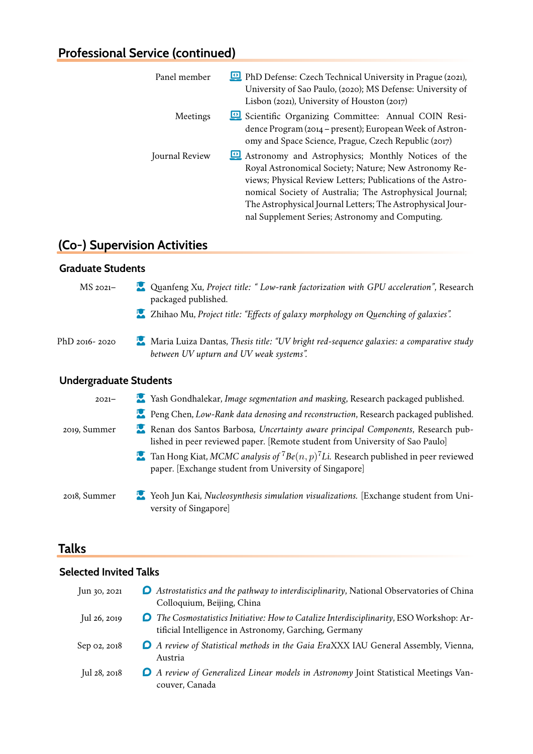## Professional Service (continued)

**Panel member** — PhD Defense: Czech Technical University in Prague (2021), University of Sao Paulo, (2020); MS Defense: University of Lisbon (2021), University of Houston (2017)

**Meetings** — Scientific Organizing Committee: Annual COIN Residence Program (2014 – present); European Week of Astronomy and Space Science, Prague, Czech Republic (2017)

**Journal Review** — Astronomy and Astrophysics; Monthly Notices of the Royal Astronomical Society; Nature; New Astronomy Reviews; Physical Review Letters; Publications of the Astronomical Society of Australia; The Astrophysical Journal; The Astrophysical Journal Letters; The Astrophysical Journal Supplement Series; Astronomy and Computing.

## (Co-) Supervision Activities

### Graduate Students

**MS 2021–**

- Quanfeng Xu, *Project title: " Low-rank factorization with GPU acceleration"*, Research packaged published.
- Zhihao Mu, *Project title: "Effects of galaxy morphology on Quenching of galaxies".*

**PhD 2016- 2020**

- Maria Luiza Dantas, *Thesis title: "UV bright red-sequence galaxies: a comparative study between UV upturn and UV weak systems".*

### Undergraduate Students

**2021–**

- Yash Gondhalekar, *Image segmentation and masking*, Research packaged published.
- Peng Chen, *Low-Rank data denosing and reconstruction*, Research packaged published.

**2019, Summer**

- Renan dos Santos Barbosa, *Uncertainty aware principal Components*, Research published in peer reviewed paper. [Remote student from University of Sao Paulo]
- Tan Hong Kiat, *MCMC analysis of* $^7Be(n,p)^7Li$. Research published in peer reviewed paper. [Exchange student from University of Singapore]

**2018, Summer**

- Yeoh Jun Kai, *Nucleosynthesis simulation visualizations.* [Exchange student from University of Singapore]

## Talks

### Selected Invited Talks

- **Jun 30, 2021** — *Astrostatistics and the pathway to interdisciplinarity*, National Observatories of China Colloquium, Beijing, China
- **Jul 26, 2019** — *The Cosmostatistics Initiative: How to Catalize Interdisciplinarity*, ESO Workshop: Artificial Intelligence in Astronomy, Garching, Germany
- **Sep 02, 2018** — *A review of Statistical methods in the Gaia EraXXX* IAU General Assembly, Vienna, Austria
- **Jul 28, 2018** — *A review of Generalized Linear models in Astronomy* Joint Statistical Meetings Vancouver, Canada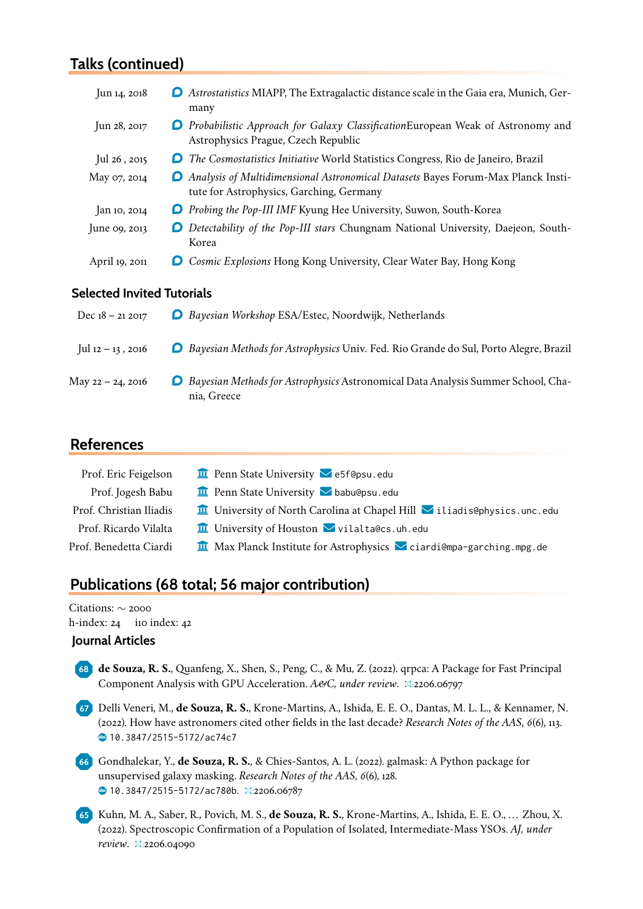## Talks (continued)

Jun 14, 2018 — *Astrostatistics* MIAPP, The Extragalactic distance scale in the Gaia era, Munich, Germany

Jun 28, 2017 — *Probabilistic Approach for Galaxy Classification*European Weak of Astronomy and Astrophysics Prague, Czech Republic

Jul 26 , 2015 — *The Cosmostatistics Initiative* World Statistics Congress, Rio de Janeiro, Brazil

May 07, 2014 — *Analysis of Multidimensional Astronomical Datasets* Bayes Forum-Max Planck Institute for Astrophysics, Garching, Germany

Jan 10, 2014 — *Probing the Pop-III IMF* Kyung Hee University, Suwon, South-Korea

June 09, 2013 — *Detectability of the Pop-III stars* Chungnam National University, Daejeon, South-Korea

April 19, 2011 — *Cosmic Explosions* Hong Kong University, Clear Water Bay, Hong Kong

### Selected Invited Tutorials

Dec 18 – 21 2017 — *Bayesian Workshop* ESA/Estec, Noordwijk, Netherlands

Jul 12 – 13 , 2016 — *Bayesian Methods for Astrophysics* Univ. Fed. Rio Grande do Sul, Porto Alegre, Brazil

May 22 – 24, 2016 — *Bayesian Methods for Astrophysics* Astronomical Data Analysis Summer School, Chania, Greece

## References

| | | |
|---|---|---|
| Prof. Eric Feigelson | Penn State University | e5f@psu.edu |
| Prof. Jogesh Babu | Penn State University | babu@psu.edu |
| Prof. Christian Iliadis | University of North Carolina at Chapel Hill | iliadis@physics.unc.edu |
| Prof. Ricardo Vilalta | University of Houston | vilalta@cs.uh.edu |
| Prof. Benedetta Ciardi | Max Planck Institute for Astrophysics | ciardi@mpa-garching.mpg.de |

## Publications (68 total; 56 major contribution)

Citations: ∼ 2000
h-index: 24 i10 index: 42

### Journal Articles

68. **de Souza, R. S.**, Quanfeng, X., Shen, S., Peng, C., & Mu, Z. (2022). qrpca: A Package for Fast Principal Component Analysis with GPU Acceleration. *A&C, under review*. :2206.06797

67. Delli Veneri, M., **de Souza, R. S.**, Krone-Martins, A., Ishida, E. E. O., Dantas, M. L. L., & Kennamer, N. (2022). How have astronomers cited other fields in the last decade? *Research Notes of the AAS*, *6*(6), 113. 10.3847/2515-5172/ac74c7

66. Gondhalekar, Y., **de Souza, R. S.**, & Chies-Santos, A. L. (2022). galmask: A Python package for unsupervised galaxy masking. *Research Notes of the AAS*, *6*(6), 128. 10.3847/2515-5172/ac780b. :2206.06787

65. Kuhn, M. A., Saber, R., Povich, M. S., **de Souza, R. S.**, Krone-Martins, A., Ishida, E. E. O., … Zhou, X. (2022). Spectroscopic Confirmation of a Population of Isolated, Intermediate-Mass YSOs. *AJ, under review*. :2206.04090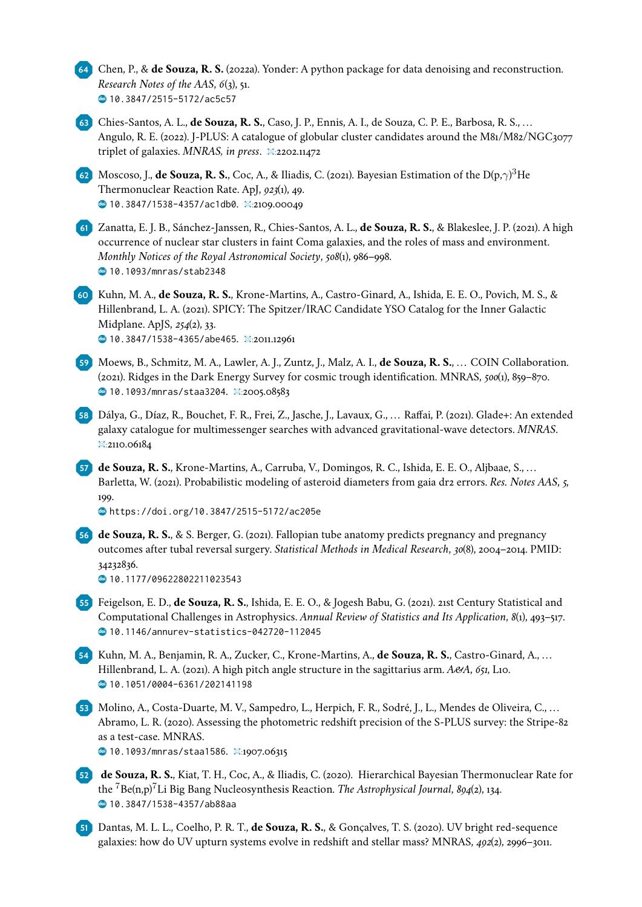64. Chen, P., & **de Souza, R. S.** (2022a). Yonder: A python package for data denoising and reconstruction. *Research Notes of the AAS*, *6*(3), 51.
   10.3847/2515-5172/ac5c57

63. Chies-Santos, A. L., **de Souza, R. S.**, Caso, J. P., Ennis, A. I., de Souza, C. P. E., Barbosa, R. S., … Angulo, R. E. (2022). J-PLUS: A catalogue of globular cluster candidates around the M81/M82/NGC3077 triplet of galaxies. *MNRAS, in press*. :2202.11472

62. Moscoso, J., **de Souza, R. S.**, Coc, A., & Iliadis, C. (2021). Bayesian Estimation of the D(p,$\gamma$)$^3$He Thermonuclear Reaction Rate. ApJ, *923*(1), 49.
   10.3847/1538-4357/ac1db0. :2109.00049

61. Zanatta, E. J. B., Sánchez-Janssen, R., Chies-Santos, A. L., **de Souza, R. S.**, & Blakeslee, J. P. (2021). A high occurrence of nuclear star clusters in faint Coma galaxies, and the roles of mass and environment. *Monthly Notices of the Royal Astronomical Society*, *508*(1), 986–998.
   10.1093/mnras/stab2348

60. Kuhn, M. A., **de Souza, R. S.**, Krone-Martins, A., Castro-Ginard, A., Ishida, E. E. O., Povich, M. S., & Hillenbrand, L. A. (2021). SPICY: The Spitzer/IRAC Candidate YSO Catalog for the Inner Galactic Midplane. ApJS, *254*(2), 33.
   10.3847/1538-4365/abe465. :2011.12961

59. Moews, B., Schmitz, M. A., Lawler, A. J., Zuntz, J., Malz, A. I., **de Souza, R. S.**, … COIN Collaboration. (2021). Ridges in the Dark Energy Survey for cosmic trough identification. MNRAS, *500*(1), 859–870.
   10.1093/mnras/staa3204. :2005.08583

58. Dálya, G., Díaz, R., Bouchet, F. R., Frei, Z., Jasche, J., Lavaux, G., … Raffai, P. (2021). Glade+: An extended galaxy catalogue for multimessenger searches with advanced gravitational-wave detectors. *MNRAS*.
   :2110.06184

57. **de Souza, R. S.**, Krone-Martins, A., Carruba, V., Domingos, R. C., Ishida, E. E. O., Aljbaae, S., … Barletta, W. (2021). Probabilistic modeling of asteroid diameters from gaia dr2 errors. *Res. Notes AAS*, *5*, 199.
   https://doi.org/10.3847/2515-5172/ac205e

56. **de Souza, R. S.**, & S. Berger, G. (2021). Fallopian tube anatomy predicts pregnancy and pregnancy outcomes after tubal reversal surgery. *Statistical Methods in Medical Research*, *30*(8), 2004–2014. PMID: 34232836.
   10.1177/09622802211023543

55. Feigelson, E. D., **de Souza, R. S.**, Ishida, E. E. O., & Jogesh Babu, G. (2021). 21st Century Statistical and Computational Challenges in Astrophysics. *Annual Review of Statistics and Its Application*, *8*(1), 493–517.
   10.1146/annurev-statistics-042720-112045

54. Kuhn, M. A., Benjamin, R. A., Zucker, C., Krone-Martins, A., **de Souza, R. S.**, Castro-Ginard, A., … Hillenbrand, L. A. (2021). A high pitch angle structure in the sagittarius arm. *A&A*, *651*, L10.
   10.1051/0004-6361/202141198

53. Molino, A., Costa-Duarte, M. V., Sampedro, L., Herpich, F. R., Sodré, J., L., Mendes de Oliveira, C., … Abramo, L. R. (2020). Assessing the photometric redshift precision of the S-PLUS survey: the Stripe-82 as a test-case. MNRAS.
   10.1093/mnras/staa1586. :1907.06315

52. **de Souza, R. S.**, Kiat, T. H., Coc, A., & Iliadis, C. (2020). Hierarchical Bayesian Thermonuclear Rate for the $^7$Be(n,p)$^7$Li Big Bang Nucleosynthesis Reaction. *The Astrophysical Journal*, *894*(2), 134.
   10.3847/1538-4357/ab88aa

51. Dantas, M. L. L., Coelho, P. R. T., **de Souza, R. S.**, & Gonçalves, T. S. (2020). UV bright red-sequence galaxies: how do UV upturn systems evolve in redshift and stellar mass? MNRAS, *492*(2), 2996–3011.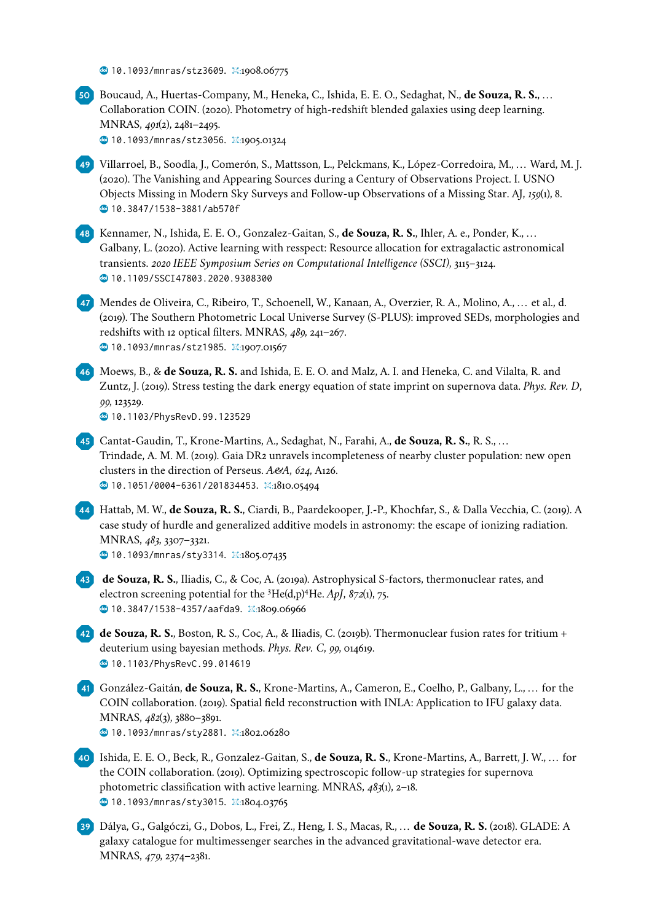10.1093/mnras/stz3609. :1908.06775

50. Boucaud, A., Huertas-Company, M., Heneka, C., Ishida, E. E. O., Sedaghat, N., **de Souza, R. S.**, … Collaboration COIN. (2020). Photometry of high-redshift blended galaxies using deep learning. MNRAS, *491*(2), 2481–2495.
10.1093/mnras/stz3056. :1905.01324

49. Villarroel, B., Soodla, J., Comerón, S., Mattsson, L., Pelckmans, K., López-Corredoira, M., … Ward, M. J. (2020). The Vanishing and Appearing Sources during a Century of Observations Project. I. USNO Objects Missing in Modern Sky Surveys and Follow-up Observations of a Missing Star. AJ, *159*(1), 8.
10.3847/1538-3881/ab570f

48. Kennamer, N., Ishida, E. E. O., Gonzalez-Gaitan, S., **de Souza, R. S.**, Ihler, A. e., Ponder, K., … Galbany, L. (2020). Active learning with resspect: Resource allocation for extragalactic astronomical transients. *2020 IEEE Symposium Series on Computational Intelligence (SSCI)*, 3115–3124.
10.1109/SSCI47803.2020.9308300

47. Mendes de Oliveira, C., Ribeiro, T., Schoenell, W., Kanaan, A., Overzier, R. A., Molino, A., … et al., d. (2019). The Southern Photometric Local Universe Survey (S-PLUS): improved SEDs, morphologies and redshifts with 12 optical filters. MNRAS, *489*, 241–267.
10.1093/mnras/stz1985. :1907.01567

46. Moews, B., & **de Souza, R. S.** and Ishida, E. E. O. and Malz, A. I. and Heneka, C. and Vilalta, R. and Zuntz, J. (2019). Stress testing the dark energy equation of state imprint on supernova data. *Phys. Rev. D*, *99*, 123529.
10.1103/PhysRevD.99.123529

45. Cantat-Gaudin, T., Krone-Martins, A., Sedaghat, N., Farahi, A., **de Souza, R. S.**, R. S., … Trindade, A. M. M. (2019). Gaia DR2 unravels incompleteness of nearby cluster population: new open clusters in the direction of Perseus. *A&A*, *624*, A126.
10.1051/0004-6361/201834453. :1810.05494

44. Hattab, M. W., **de Souza, R. S.**, Ciardi, B., Paardekooper, J.-P., Khochfar, S., & Dalla Vecchia, C. (2019). A case study of hurdle and generalized additive models in astronomy: the escape of ionizing radiation. MNRAS, *483*, 3307–3321.
10.1093/mnras/sty3314. :1805.07435

43. **de Souza, R. S.**, Iliadis, C., & Coc, A. (2019a). Astrophysical S-factors, thermonuclear rates, and electron screening potential for the $^3$He(d,p)$^4$He. *ApJ*, *872*(1), 75.
10.3847/1538-4357/aafda9. :1809.06966

42. **de Souza, R. S.**, Boston, R. S., Coc, A., & Iliadis, C. (2019b). Thermonuclear fusion rates for tritium + deuterium using bayesian methods. *Phys. Rev. C*, *99*, 014619.
10.1103/PhysRevC.99.014619

41. González-Gaitán, **de Souza, R. S.**, Krone-Martins, A., Cameron, E., Coelho, P., Galbany, L., … for the COIN collaboration. (2019). Spatial field reconstruction with INLA: Application to IFU galaxy data. MNRAS, *482*(3), 3880–3891.
10.1093/mnras/sty2881. :1802.06280

40. Ishida, E. E. O., Beck, R., Gonzalez-Gaitan, S., **de Souza, R. S.**, Krone-Martins, A., Barrett, J. W., … for the COIN collaboration. (2019). Optimizing spectroscopic follow-up strategies for supernova photometric classification with active learning. MNRAS, *483*(1), 2–18.
10.1093/mnras/sty3015. :1804.03765

39. Dálya, G., Galgóczi, G., Dobos, L., Frei, Z., Heng, I. S., Macas, R., … **de Souza, R. S.** (2018). GLADE: A galaxy catalogue for multimessenger searches in the advanced gravitational-wave detector era. MNRAS, *479*, 2374–2381.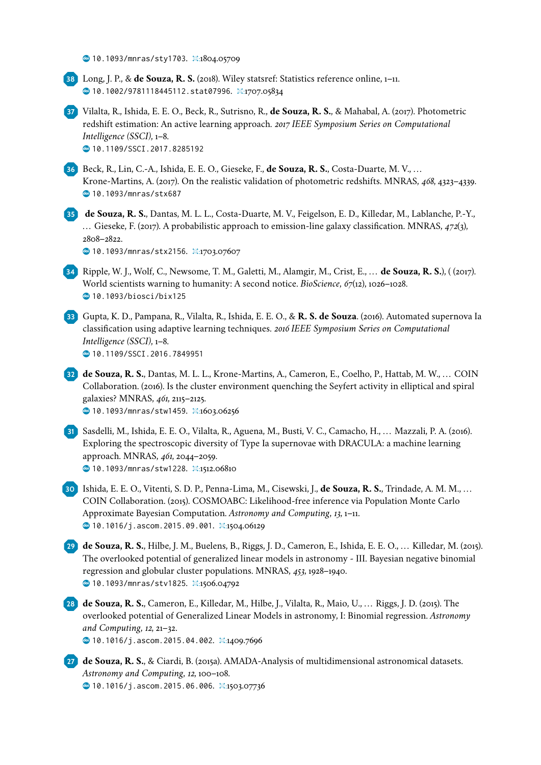10.1093/mnras/sty1703. arXiv:1804.05709

38 Long, J. P., & **de Souza, R. S.** (2018). Wiley statsref: Statistics reference online, 1–11.
10.1002/9781118445112.stat07996. arXiv:1707.05834

37 Vilalta, R., Ishida, E. E. O., Beck, R., Sutrisno, R., **de Souza, R. S.**, & Mahabal, A. (2017). Photometric redshift estimation: An active learning approach. *2017 IEEE Symposium Series on Computational Intelligence (SSCI)*, 1–8.
10.1109/SSCI.2017.8285192

36 Beck, R., Lin, C.-A., Ishida, E. E. O., Gieseke, F., **de Souza, R. S.**, Costa-Duarte, M. V., … Krone-Martins, A. (2017). On the realistic validation of photometric redshifts. MNRAS, *468*, 4323–4339.
10.1093/mnras/stx687

35 **de Souza, R. S.**, Dantas, M. L. L., Costa-Duarte, M. V., Feigelson, E. D., Killedar, M., Lablanche, P.-Y., … Gieseke, F. (2017). A probabilistic approach to emission-line galaxy classification. MNRAS, *472*(3), 2808–2822.
10.1093/mnras/stx2156. arXiv:1703.07607

34 Ripple, W. J., Wolf, C., Newsome, T. M., Galetti, M., Alamgir, M., Crist, E., … **de Souza, R. S.**), ( (2017). World scientists warning to humanity: A second notice. *BioScience*, *67*(12), 1026–1028.
10.1093/biosci/bix125

33 Gupta, K. D., Pampana, R., Vilalta, R., Ishida, E. E. O., & **R. S. de Souza**. (2016). Automated supernova Ia classification using adaptive learning techniques. *2016 IEEE Symposium Series on Computational Intelligence (SSCI)*, 1–8.
10.1109/SSCI.2016.7849951

32 **de Souza, R. S.**, Dantas, M. L. L., Krone-Martins, A., Cameron, E., Coelho, P., Hattab, M. W., … COIN Collaboration. (2016). Is the cluster environment quenching the Seyfert activity in elliptical and spiral galaxies? MNRAS, *461*, 2115–2125.
10.1093/mnras/stw1459. arXiv:1603.06256

31 Sasdelli, M., Ishida, E. E. O., Vilalta, R., Aguena, M., Busti, V. C., Camacho, H., … Mazzali, P. A. (2016). Exploring the spectroscopic diversity of Type Ia supernovae with DRACULA: a machine learning approach. MNRAS, *461*, 2044–2059.
10.1093/mnras/stw1228. arXiv:1512.06810

30 Ishida, E. E. O., Vitenti, S. D. P., Penna-Lima, M., Cisewski, J., **de Souza, R. S.**, Trindade, A. M. M., … COIN Collaboration. (2015). COSMOABC: Likelihood-free inference via Population Monte Carlo Approximate Bayesian Computation. *Astronomy and Computing*, *13*, 1–11.
10.1016/j.ascom.2015.09.001. arXiv:1504.06129

29 **de Souza, R. S.**, Hilbe, J. M., Buelens, B., Riggs, J. D., Cameron, E., Ishida, E. E. O., … Killedar, M. (2015). The overlooked potential of generalized linear models in astronomy - III. Bayesian negative binomial regression and globular cluster populations. MNRAS, *453*, 1928–1940.
10.1093/mnras/stv1825. arXiv:1506.04792

28 **de Souza, R. S.**, Cameron, E., Killedar, M., Hilbe, J., Vilalta, R., Maio, U., … Riggs, J. D. (2015). The overlooked potential of Generalized Linear Models in astronomy, I: Binomial regression. *Astronomy and Computing*, *12*, 21–32.
10.1016/j.ascom.2015.04.002. arXiv:1409.7696

27 **de Souza, R. S.**, & Ciardi, B. (2015a). AMADA-Analysis of multidimensional astronomical datasets. *Astronomy and Computing*, *12*, 100–108.
10.1016/j.ascom.2015.06.006. arXiv:1503.07736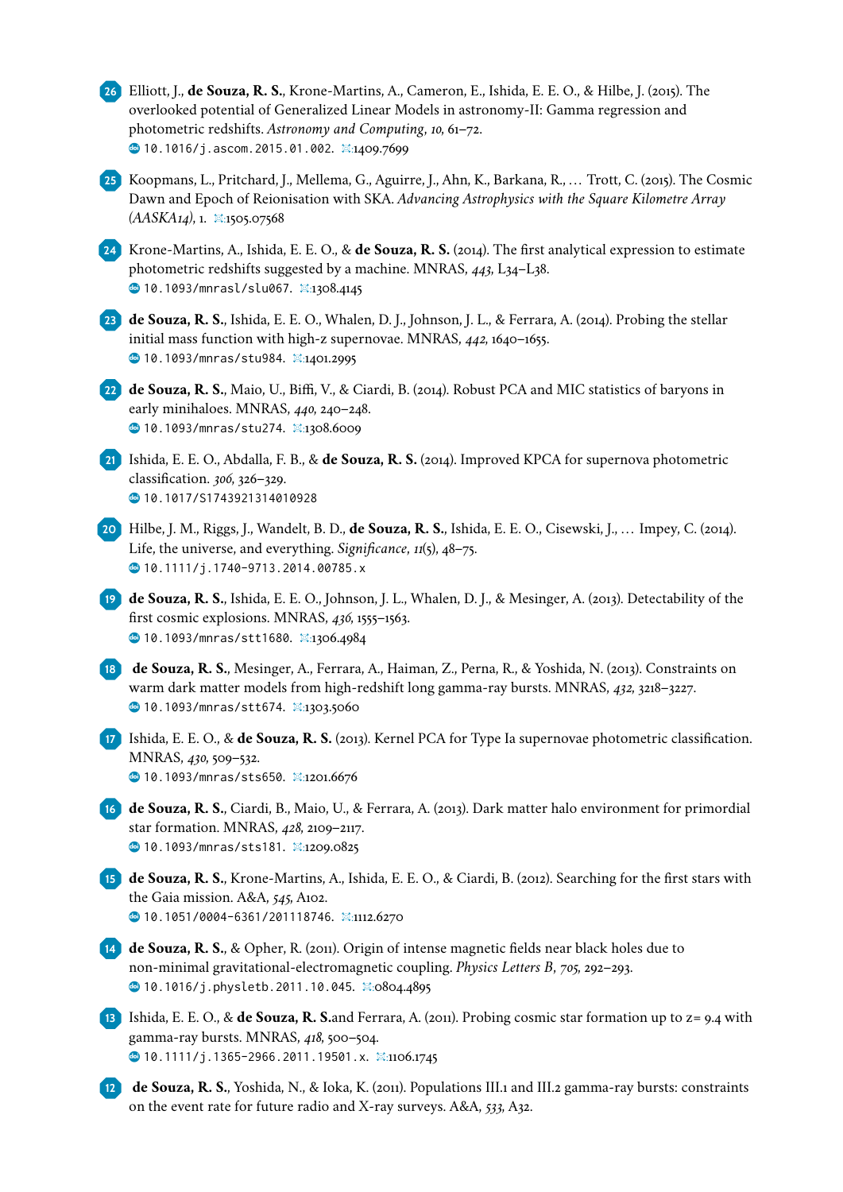26. Elliott, J., **de Souza, R. S.**, Krone-Martins, A., Cameron, E., Ishida, E. E. O., & Hilbe, J. (2015). The overlooked potential of Generalized Linear Models in astronomy-II: Gamma regression and photometric redshifts. *Astronomy and Computing*, *10*, 61–72.
   10.1016/j.ascom.2015.01.002. 1409.7699

25. Koopmans, L., Pritchard, J., Mellema, G., Aguirre, J., Ahn, K., Barkana, R., … Trott, C. (2015). The Cosmic Dawn and Epoch of Reionisation with SKA. *Advancing Astrophysics with the Square Kilometre Array (AASKA14)*, 1. 1505.07568

24. Krone-Martins, A., Ishida, E. E. O., & **de Souza, R. S.** (2014). The first analytical expression to estimate photometric redshifts suggested by a machine. MNRAS, *443*, L34–L38.
   10.1093/mnrasl/slu067. 1308.4145

23. **de Souza, R. S.**, Ishida, E. E. O., Whalen, D. J., Johnson, J. L., & Ferrara, A. (2014). Probing the stellar initial mass function with high-z supernovae. MNRAS, *442*, 1640–1655.
   10.1093/mnras/stu984. 1401.2995

22. **de Souza, R. S.**, Maio, U., Biffi, V., & Ciardi, B. (2014). Robust PCA and MIC statistics of baryons in early minihaloes. MNRAS, *440*, 240–248.
   10.1093/mnras/stu274. 1308.6009

21. Ishida, E. E. O., Abdalla, F. B., & **de Souza, R. S.** (2014). Improved KPCA for supernova photometric classification. *306*, 326–329.
   10.1017/S1743921314010928

20. Hilbe, J. M., Riggs, J., Wandelt, B. D., **de Souza, R. S.**, Ishida, E. E. O., Cisewski, J., … Impey, C. (2014). Life, the universe, and everything. *Significance*, *11*(5), 48–75.
   10.1111/j.1740-9713.2014.00785.x

19. **de Souza, R. S.**, Ishida, E. E. O., Johnson, J. L., Whalen, D. J., & Mesinger, A. (2013). Detectability of the first cosmic explosions. MNRAS, *436*, 1555–1563.
   10.1093/mnras/stt1680. 1306.4984

18. **de Souza, R. S.**, Mesinger, A., Ferrara, A., Haiman, Z., Perna, R., & Yoshida, N. (2013). Constraints on warm dark matter models from high-redshift long gamma-ray bursts. MNRAS, *432*, 3218–3227.
   10.1093/mnras/stt674. 1303.5060

17. Ishida, E. E. O., & **de Souza, R. S.** (2013). Kernel PCA for Type Ia supernovae photometric classification. MNRAS, *430*, 509–532.
   10.1093/mnras/sts650. 1201.6676

16. **de Souza, R. S.**, Ciardi, B., Maio, U., & Ferrara, A. (2013). Dark matter halo environment for primordial star formation. MNRAS, *428*, 2109–2117.
   10.1093/mnras/sts181. 1209.0825

15. **de Souza, R. S.**, Krone-Martins, A., Ishida, E. E. O., & Ciardi, B. (2012). Searching for the first stars with the Gaia mission. A&A, *545*, A102.
   10.1051/0004-6361/201118746. 1112.6270

14. **de Souza, R. S.**, & Opher, R. (2011). Origin of intense magnetic fields near black holes due to non-minimal gravitational-electromagnetic coupling. *Physics Letters B*, *705*, 292–293.
   10.1016/j.physletb.2011.10.045. 0804.4895

13. Ishida, E. E. O., & **de Souza, R. S.** and Ferrara, A. (2011). Probing cosmic star formation up to z= 9.4 with gamma-ray bursts. MNRAS, *418*, 500–504.
   10.1111/j.1365-2966.2011.19501.x. 1106.1745

12. **de Souza, R. S.**, Yoshida, N., & Ioka, K. (2011). Populations III.1 and III.2 gamma-ray bursts: constraints on the event rate for future radio and X-ray surveys. A&A, *533*, A32.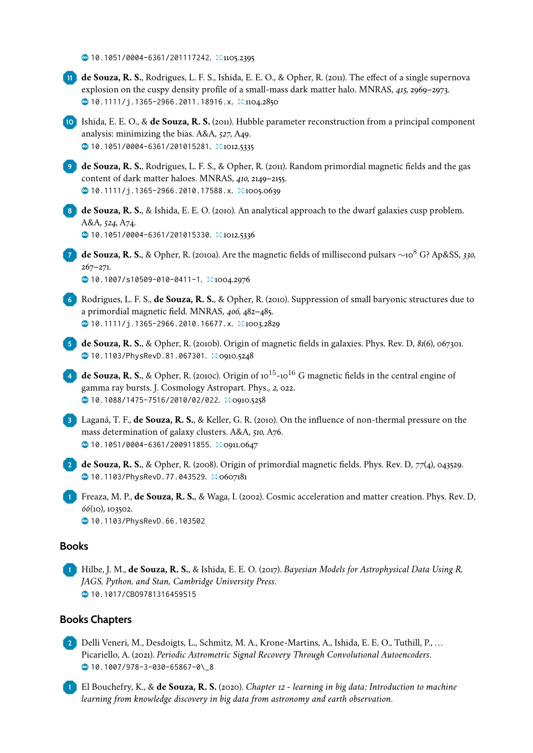doi 10.1051/0004-6361/201117242. arXiv:1105.2395

11. **de Souza, R. S.**, Rodrigues, L. F. S., Ishida, E. E. O., & Opher, R. (2011). The effect of a single supernova explosion on the cuspy density profile of a small-mass dark matter halo. MNRAS, *415*, 2969–2973.
doi 10.1111/j.1365-2966.2011.18916.x. arXiv:1104.2850

10. Ishida, E. E. O., & **de Souza, R. S.** (2011). Hubble parameter reconstruction from a principal component analysis: minimizing the bias. A&A, *527*, A49.
doi 10.1051/0004-6361/201015281. arXiv:1012.5335

9. **de Souza, R. S.**, Rodrigues, L. F. S., & Opher, R. (2011). Random primordial magnetic fields and the gas content of dark matter haloes. MNRAS, *410*, 2149–2155.
doi 10.1111/j.1365-2966.2010.17588.x. arXiv:1005.0639

8. **de Souza, R. S.**, & Ishida, E. E. O. (2010). An analytical approach to the dwarf galaxies cusp problem. A&A, *524*, A74.
doi 10.1051/0004-6361/201015330. arXiv:1012.5336

7. **de Souza, R. S.**, & Opher, R. (2010a). Are the magnetic fields of millisecond pulsars $\sim 10^8$ G? Ap&SS, *330*, 267–271.
doi 10.1007/s10509-010-0411-1. arXiv:1004.2976

6. Rodrigues, L. F. S., **de Souza, R. S.**, & Opher, R. (2010). Suppression of small baryonic structures due to a primordial magnetic field. MNRAS, *406*, 482–485.
doi 10.1111/j.1365-2966.2010.16677.x. arXiv:1003.2829

5. **de Souza, R. S.**, & Opher, R. (2010b). Origin of magnetic fields in galaxies. Phys. Rev. D, *81*(6), 067301.
doi 10.1103/PhysRevD.81.067301. arXiv:0910.5248

4. **de Souza, R. S.**, & Opher, R. (2010c). Origin of $10^{15}$-$10^{16}$ G magnetic fields in the central engine of gamma ray bursts. J. Cosmology Astropart. Phys., *2*, 022.
doi 10.1088/1475-7516/2010/02/022. arXiv:0910.5258

3. Laganá, T. F., **de Souza, R. S.**, & Keller, G. R. (2010). On the influence of non-thermal pressure on the mass determination of galaxy clusters. A&A, *510*, A76.
doi 10.1051/0004-6361/200911855. arXiv:0911.0647

2. **de Souza, R. S.**, & Opher, R. (2008). Origin of primordial magnetic fields. Phys. Rev. D, *77*(4), 043529.
doi 10.1103/PhysRevD.77.043529. arXiv:0607181

1. Freaza, M. P., **de Souza, R. S.**, & Waga, I. (2002). Cosmic acceleration and matter creation. Phys. Rev. D, *66*(10), 103502.
doi 10.1103/PhysRevD.66.103502

## Books

1. Hilbe, J. M., **de Souza, R. S.**, & Ishida, E. E. O. (2017). *Bayesian Models for Astrophysical Data Using R, JAGS, Python, and Stan, Cambridge University Press*.
doi 10.1017/CBO9781316459515

## Books Chapters

2. Delli Veneri, M., Desdoigts, L., Schmitz, M. A., Krone-Martins, A., Ishida, E. E. O., Tuthill, P., … Picariello, A. (2021). *Periodic Astrometric Signal Recovery Through Convolutional Autoencoders*.
doi 10.1007/978-3-030-65867-0\_8

1. El Bouchefry, K., & **de Souza, R. S.** (2020). *Chapter 12 - learning in big data: Introduction to machine learning from knowledge discovery in big data from astronomy and earth observation*.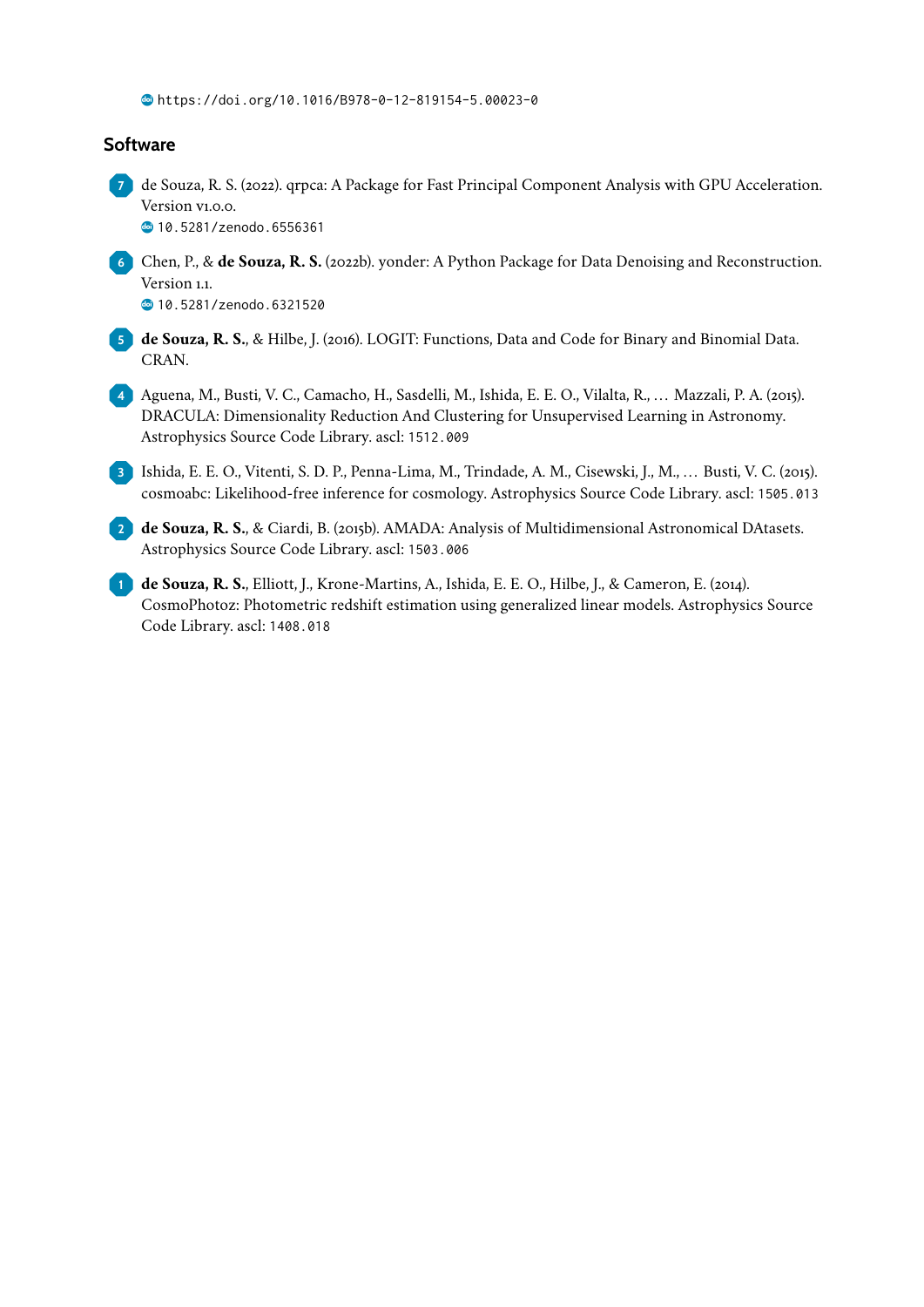https://doi.org/10.1016/B978-0-12-819154-5.00023-0

## Software

7. de Souza, R. S. (2022). qrpca: A Package for Fast Principal Component Analysis with GPU Acceleration. Version v1.0.0.
   10.5281/zenodo.6556361

6. Chen, P., & **de Souza, R. S.** (2022b). yonder: A Python Package for Data Denoising and Reconstruction. Version 1.1.
   10.5281/zenodo.6321520

5. **de Souza, R. S.**, & Hilbe, J. (2016). LOGIT: Functions, Data and Code for Binary and Binomial Data. CRAN.

4. Aguena, M., Busti, V. C., Camacho, H., Sasdelli, M., Ishida, E. E. O., Vilalta, R., … Mazzali, P. A. (2015). DRACULA: Dimensionality Reduction And Clustering for Unsupervised Learning in Astronomy. Astrophysics Source Code Library. ascl: 1512.009

3. Ishida, E. E. O., Vitenti, S. D. P., Penna-Lima, M., Trindade, A. M., Cisewski, J., M., … Busti, V. C. (2015). cosmoabc: Likelihood-free inference for cosmology. Astrophysics Source Code Library. ascl: 1505.013

2. **de Souza, R. S.**, & Ciardi, B. (2015b). AMADA: Analysis of Multidimensional Astronomical DAtasets. Astrophysics Source Code Library. ascl: 1503.006

1. **de Souza, R. S.**, Elliott, J., Krone-Martins, A., Ishida, E. E. O., Hilbe, J., & Cameron, E. (2014). CosmoPhotoz: Photometric redshift estimation using generalized linear models. Astrophysics Source Code Library. ascl: 1408.018